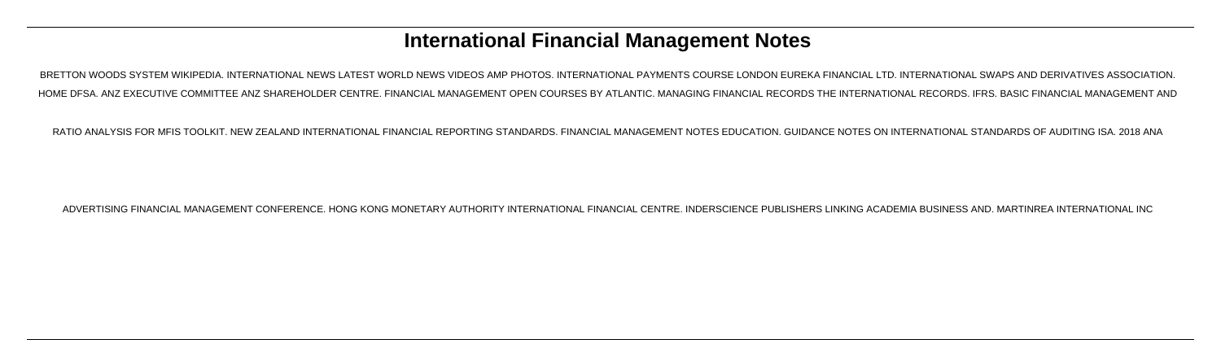# International Financial Management Notes

BRETTON WOODS SYSTEM WIKIPEDIA. INTERNATIONAL NEWS LATEST WORLD NEWS VIDEOS AMP PHOTOS. INTERNATIONAL PAYMENTS COURSE LONDON EUREKA FINANCIAL LTD. INTERNATIONAL SWAPS AND DERIVATIVES ASSOCIATION. HOME DFSA. ANZ EXECUTIVE COMMITTEE ANZ SHAREHOLDER CENTRE. FINANCIAL MANAGEMENT OPEN COURSES BY ATLANTIC. MANAGING FINANCIAL RECORDS THE INTERNATIONAL RECORDS. IFRS. BASIC FINANCIAL MANAGEMENT AND RATIO ANALYSIS FOR MFIS TOOLKIT. NEW ZEALAND INTERNATIONAL FINANCIAL REPORTING STANDARDS. FINANCIAL MANAGEMENT NOTES EDUCATION. GUIDANCE NOTES ON INTERNATIONAL STANDARDS OF AUDITING ISA. 2018 ANA ADVERTISING FINANCIAL MANAGEMENT CONFERENCE. HONG KONG MONETARY AUTHORITY INTERNATIONAL FINANCIAL CENTRE. INDERSCIENCE PUBLISHERS LINKING ACADEMIA BUSINESS AND. MARTINREA INTERNATIONAL INC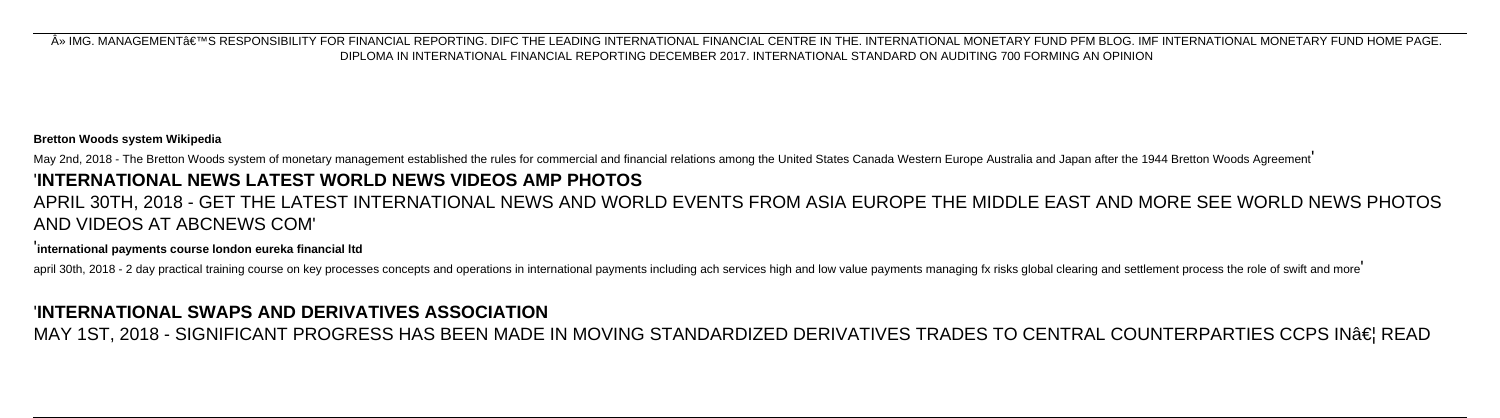Â» IMG. MANAGEMENTâ€™S RESPONSIBILITY FOR FINANCIAL REPORTING. DIFC THE LEADING INTERNATIONAL FINANCIAL CENTRE IN THE. INTERNATIONAL MONETARY FUND PFM BLOG. IMF INTERNATIONAL MONETARY FUND HOME PAGE. DIPLOMA IN INTERNATIONAL FINANCIAL REPORTING DECEMBER 2017. INTERNATIONAL STANDARD ON AUDITING 700 FORMING AN OPINION

**Bretton Woods system Wikipedia**

May 2nd, 2018 - The Bretton Woods system of monetary management established the rules for commercial and financial relations among the United States Canada Western Europe Australia and Japan after the 1944 Bretton Woods Agreement'

## 'INTERNATIONAL NEWS LATEST WORLD NEWS VIDEOS AMP PHOTOS

APRIL 30TH, 2018 - GET THE LATEST INTERNATIONAL NEWS AND WORLD EVENTS FROM ASIA EUROPE THE MIDDLE EAST AND MORE SEE WORLD NEWS PHOTOS AND VIDEOS AT ABCNEWS COM'

**'international payments course london eureka financial ltd**

april 30th, 2018 - 2 day practical training course on key processes concepts and operations in international payments including ach services high and low value payments managing fx risks global clearing and settlement process the role of swift and more'

## 'INTERNATIONAL SWAPS AND DERIVATIVES ASSOCIATION

MAY 1ST, 2018 - SIGNIFICANT PROGRESS HAS BEEN MADE IN MOVING STANDARDIZED DERIVATIVES TRADES TO CENTRAL COUNTERPARTIES CCPS INâ€¦ READ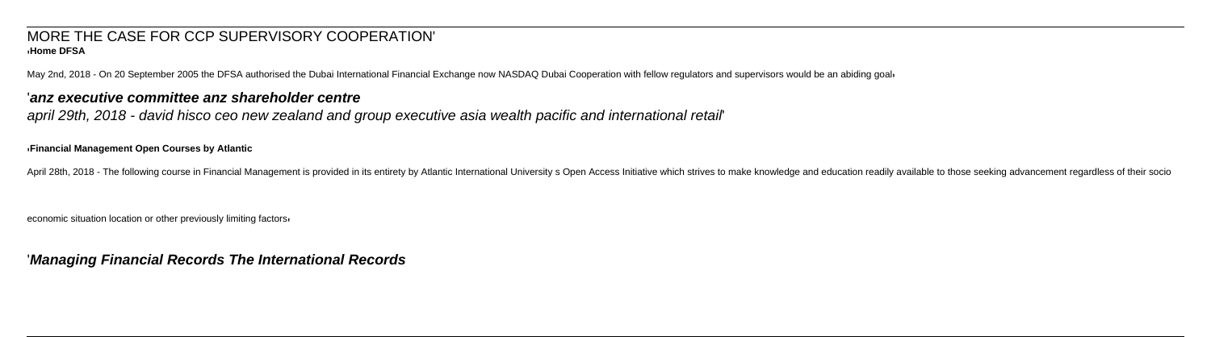# MORE THE CASE FOR CCP SUPERVISORY COOPERATION'

'**Home DFSA**

May 2nd, 2018 - On 20 September 2005 the DFSA authorised the Dubai International Financial Exchange now NASDAQ Dubai Cooperation with fellow regulators and supervisors would be an abiding goal'

## '*anz executive committee anz shareholder centre*

*april 29th, 2018 - david hisco ceo new zealand and group executive asia wealth pacific and international retail*'

'**Financial Management Open Courses by Atlantic**

April 28th, 2018 - The following course in Financial Management is provided in its entirety by Atlantic International University s Open Access Initiative which strives to make knowledge and education readily available to those seeking advancement regardless of their socio economic situation location or other previously limiting factors'

## '*Managing Financial Records The International Records*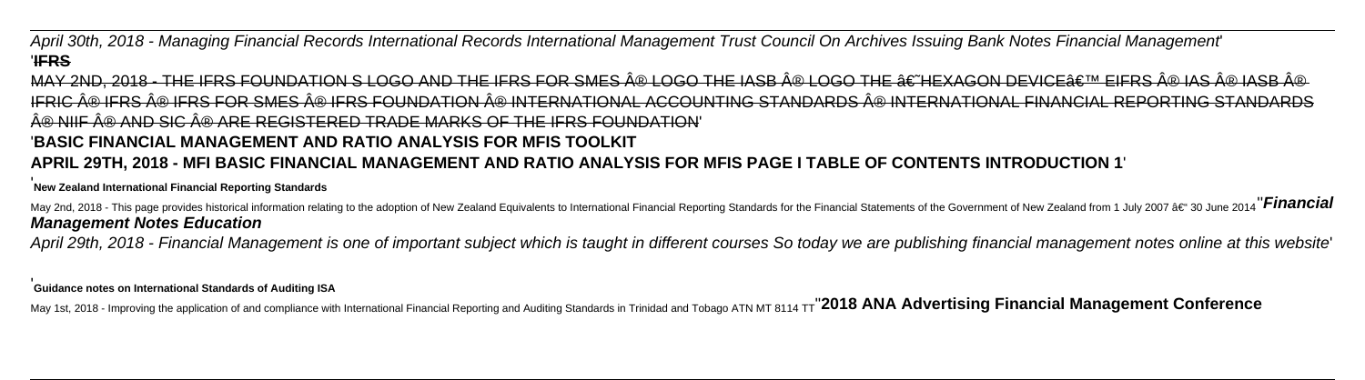*April 30th, 2018 - Managing Financial Records International Records International Management Trust Council On Archives Issuing Bank Notes Financial Management'*

'**IFRS**

~~MAY 2ND, 2018 - THE IFRS FOUNDATION S LOGO AND THE IFRS FOR SMES Â® LOGO THE IASB Â® LOGO THE â€˜HEXAGON DEVICEâ€™ EIFRS Â® IAS Â® IASB Â® IFRIC Â® IFRS Â® IFRS FOR SMES Â® IFRS FOUNDATION Â® INTERNATIONAL ACCOUNTING STANDARDS Â® INTERNATIONAL FINANCIAL REPORTING STANDARDS Â® NIIF Â® AND SIC Â® ARE REGISTERED TRADE MARKS OF THE IFRS FOUNDATION'~~

'**BASIC FINANCIAL MANAGEMENT AND RATIO ANALYSIS FOR MFIS TOOLKIT**

**APRIL 29TH, 2018 - MFI BASIC FINANCIAL MANAGEMENT AND RATIO ANALYSIS FOR MFIS PAGE I TABLE OF CONTENTS INTRODUCTION 1**'

'**New Zealand International Financial Reporting Standards**

May 2nd, 2018 - This page provides historical information relating to the adoption of New Zealand Equivalents to International Financial Reporting Standards for the Financial Statements of the Government of New Zealand from 1 July 2007 â€" 30 June 2014''***Financial Management Notes Education***

*April 29th, 2018 - Financial Management is one of important subject which is taught in different courses So today we are publishing financial management notes online at this website*'

'**Guidance notes on International Standards of Auditing ISA**

May 1st, 2018 - Improving the application of and compliance with International Financial Reporting and Auditing Standards in Trinidad and Tobago ATN MT 8114 TT''**2018 ANA Advertising Financial Management Conference**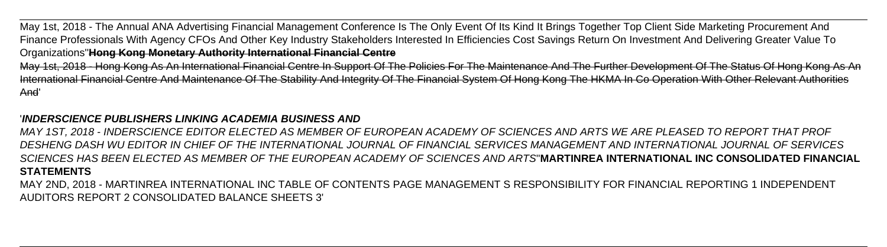May 1st, 2018 - The Annual ANA Advertising Financial Management Conference Is The Only Event Of Its Kind It Brings Together Top Client Side Marketing Procurement And Finance Professionals With Agency CFOs And Other Key Industry Stakeholders Interested In Efficiencies Cost Savings Return On Investment And Delivering Greater Value To Organizations''**Hong Kong Monetary Authority International Financial Centre**

May 1st, 2018 - Hong Kong As An International Financial Centre In Support Of The Policies For The Maintenance And The Further Development Of The Status Of Hong Kong As An International Financial Centre And Maintenance Of The Stability And Integrity Of The Financial System Of Hong Kong The HKMA In Co Operation With Other Relevant Authorities And'

'***INDERSCIENCE PUBLISHERS LINKING ACADEMIA BUSINESS AND***

*MAY 1ST, 2018 - INDERSCIENCE EDITOR ELECTED AS MEMBER OF EUROPEAN ACADEMY OF SCIENCES AND ARTS WE ARE PLEASED TO REPORT THAT PROF DESHENG DASH WU EDITOR IN CHIEF OF THE INTERNATIONAL JOURNAL OF FINANCIAL SERVICES MANAGEMENT AND INTERNATIONAL JOURNAL OF SERVICES SCIENCES HAS BEEN ELECTED AS MEMBER OF THE EUROPEAN ACADEMY OF SCIENCES AND ARTS*''**MARTINREA INTERNATIONAL INC CONSOLIDATED FINANCIAL STATEMENTS**

MAY 2ND, 2018 - MARTINREA INTERNATIONAL INC TABLE OF CONTENTS PAGE MANAGEMENT S RESPONSIBILITY FOR FINANCIAL REPORTING 1 INDEPENDENT AUDITORS REPORT 2 CONSOLIDATED BALANCE SHEETS 3'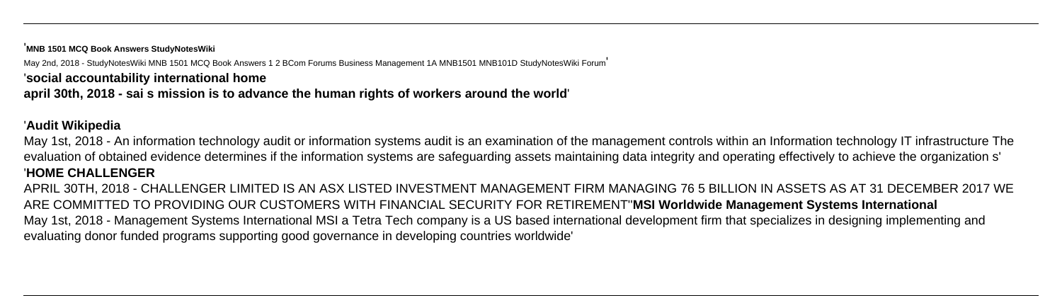'**MNB 1501 MCQ Book Answers StudyNotesWiki**

May 2nd, 2018 - StudyNotesWiki MNB 1501 MCQ Book Answers 1 2 BCom Forums Business Management 1A MNB1501 MNB101D StudyNotesWiki Forum'

'**social accountability international home**

**april 30th, 2018 - sai s mission is to advance the human rights of workers around the world**'

'**Audit Wikipedia**

May 1st, 2018 - An information technology audit or information systems audit is an examination of the management controls within an Information technology IT infrastructure The evaluation of obtained evidence determines if the information systems are safeguarding assets maintaining data integrity and operating effectively to achieve the organization s'

'**HOME CHALLENGER**

APRIL 30TH, 2018 - CHALLENGER LIMITED IS AN ASX LISTED INVESTMENT MANAGEMENT FIRM MANAGING 76 5 BILLION IN ASSETS AS AT 31 DECEMBER 2017 WE ARE COMMITTED TO PROVIDING OUR CUSTOMERS WITH FINANCIAL SECURITY FOR RETIREMENT''**MSI Worldwide Management Systems International**

May 1st, 2018 - Management Systems International MSI a Tetra Tech company is a US based international development firm that specializes in designing implementing and evaluating donor funded programs supporting good governance in developing countries worldwide'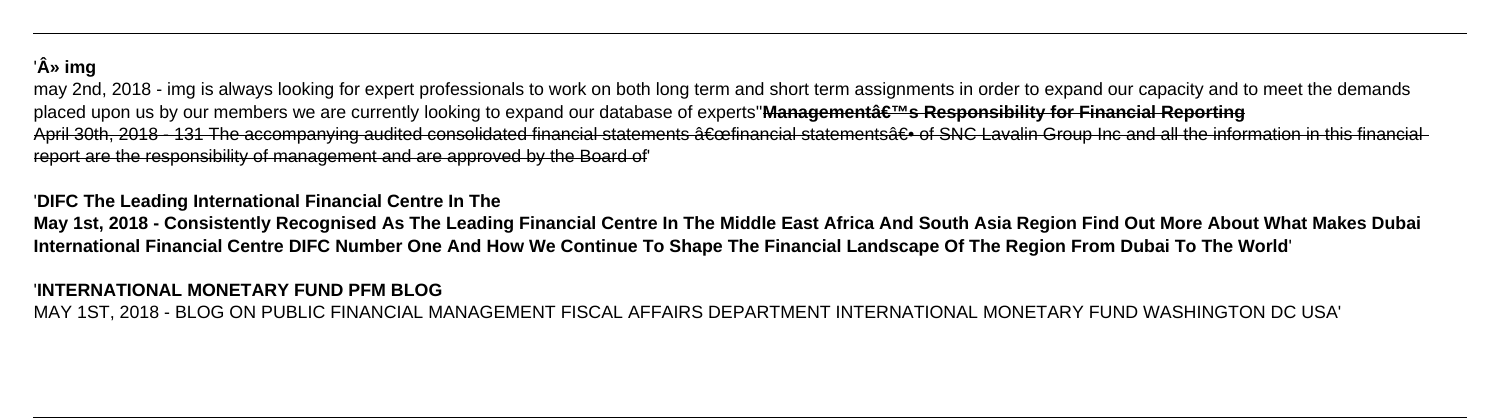'Â» img

may 2nd, 2018 - img is always looking for expert professionals to work on both long term and short term assignments in order to expand our capacity and to meet the demands placed upon us by our members we are currently looking to expand our database of experts''**Managementâ€™s Responsibility for Financial Reporting**

~~April 30th, 2018 - 131 The accompanying audited consolidated financial statements â€œfinancial statementsâ€• of SNC Lavalin Group Inc and all the information in this financial report are the responsibility of management and are approved by the Board of~~'

'**DIFC The Leading International Financial Centre In The**

**May 1st, 2018 - Consistently Recognised As The Leading Financial Centre In The Middle East Africa And South Asia Region Find Out More About What Makes Dubai International Financial Centre DIFC Number One And How We Continue To Shape The Financial Landscape Of The Region From Dubai To The World**'

'**INTERNATIONAL MONETARY FUND PFM BLOG**

MAY 1ST, 2018 - BLOG ON PUBLIC FINANCIAL MANAGEMENT FISCAL AFFAIRS DEPARTMENT INTERNATIONAL MONETARY FUND WASHINGTON DC USA'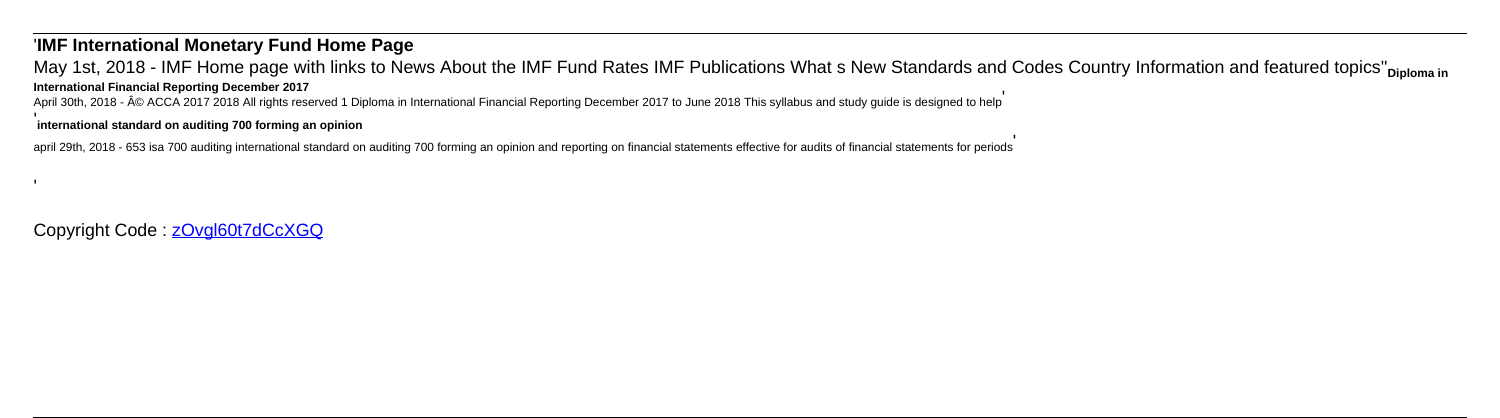'**IMF International Monetary Fund Home Page**

May 1st, 2018 - IMF Home page with links to News About the IMF Fund Rates IMF Publications What s New Standards and Codes Country Information and featured topics''**Diploma in International Financial Reporting December 2017**

April 30th, 2018 - Â© ACCA 2017 2018 All rights reserved 1 Diploma in International Financial Reporting December 2017 to June 2018 This syllabus and study guide is designed to help'

'**international standard on auditing 700 forming an opinion**

april 29th, 2018 - 653 isa 700 auditing international standard on auditing 700 forming an opinion and reporting on financial statements effective for audits of financial statements for periods'

'

Copyright Code : zOvgl60t7dCcXGQ